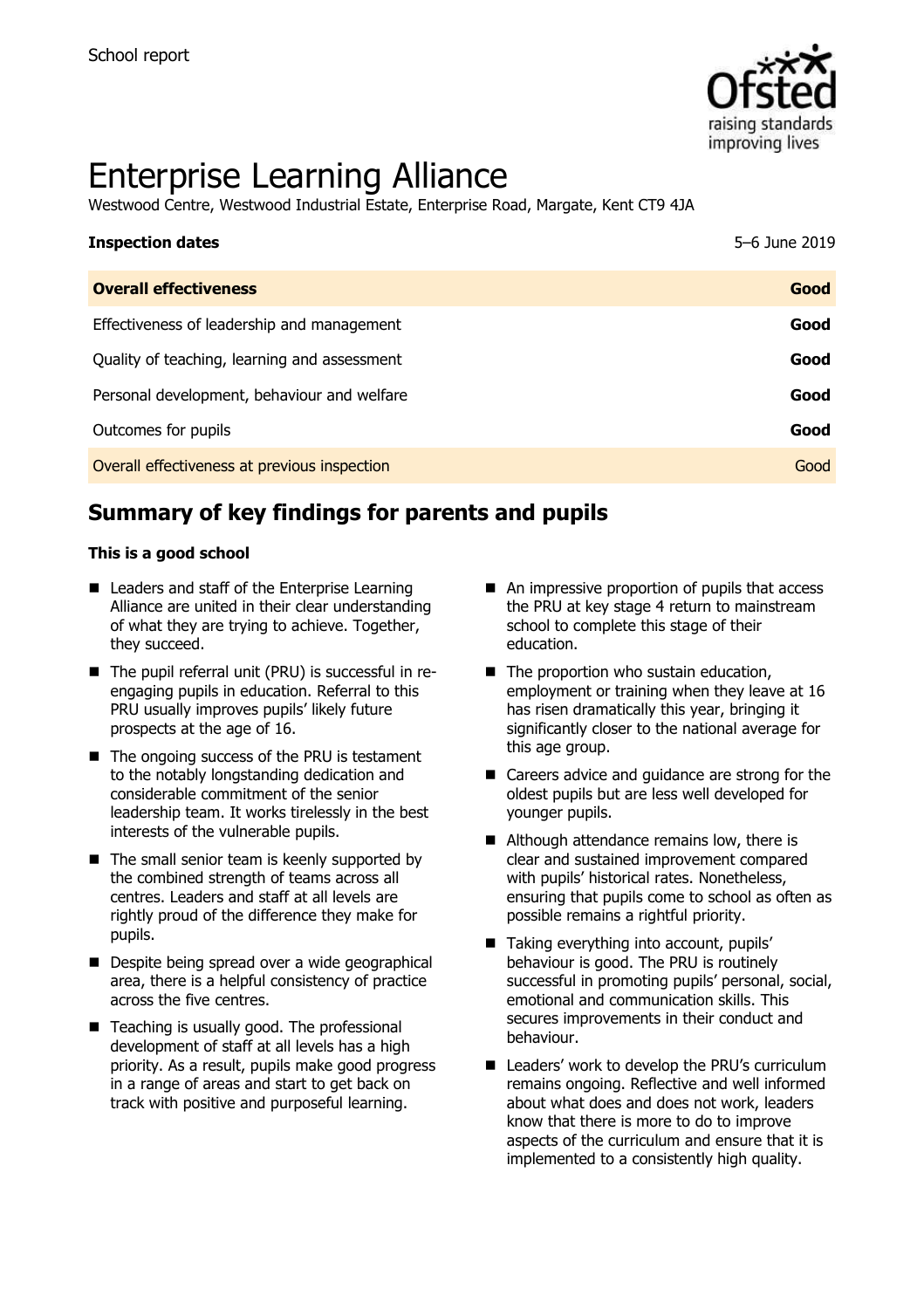School report

# Enterprise Learning Alliance

Westwood Centre, Westwood Industrial Estate, Enterprise Road, Margate, Kent CT9 4JA

| **Inspection dates** | 5–6 June 2019 |
| --- | --- |
| **Overall effectiveness** | **Good** |
| Effectiveness of leadership and management | **Good** |
| Quality of teaching, learning and assessment | **Good** |
| Personal development, behaviour and welfare | **Good** |
| Outcomes for pupils | **Good** |
| Overall effectiveness at previous inspection | Good |

## Summary of key findings for parents and pupils

**This is a good school**

- Leaders and staff of the Enterprise Learning Alliance are united in their clear understanding of what they are trying to achieve. Together, they succeed.
- The pupil referral unit (PRU) is successful in re-engaging pupils in education. Referral to this PRU usually improves pupils' likely future prospects at the age of 16.
- The ongoing success of the PRU is testament to the notably longstanding dedication and considerable commitment of the senior leadership team. It works tirelessly in the best interests of the vulnerable pupils.
- The small senior team is keenly supported by the combined strength of teams across all centres. Leaders and staff at all levels are rightly proud of the difference they make for pupils.
- Despite being spread over a wide geographical area, there is a helpful consistency of practice across the five centres.
- Teaching is usually good. The professional development of staff at all levels has a high priority. As a result, pupils make good progress in a range of areas and start to get back on track with positive and purposeful learning.
- An impressive proportion of pupils that access the PRU at key stage 4 return to mainstream school to complete this stage of their education.
- The proportion who sustain education, employment or training when they leave at 16 has risen dramatically this year, bringing it significantly closer to the national average for this age group.
- Careers advice and guidance are strong for the oldest pupils but are less well developed for younger pupils.
- Although attendance remains low, there is clear and sustained improvement compared with pupils' historical rates. Nonetheless, ensuring that pupils come to school as often as possible remains a rightful priority.
- Taking everything into account, pupils' behaviour is good. The PRU is routinely successful in promoting pupils' personal, social, emotional and communication skills. This secures improvements in their conduct and behaviour.
- Leaders' work to develop the PRU's curriculum remains ongoing. Reflective and well informed about what does and does not work, leaders know that there is more to do to improve aspects of the curriculum and ensure that it is implemented to a consistently high quality.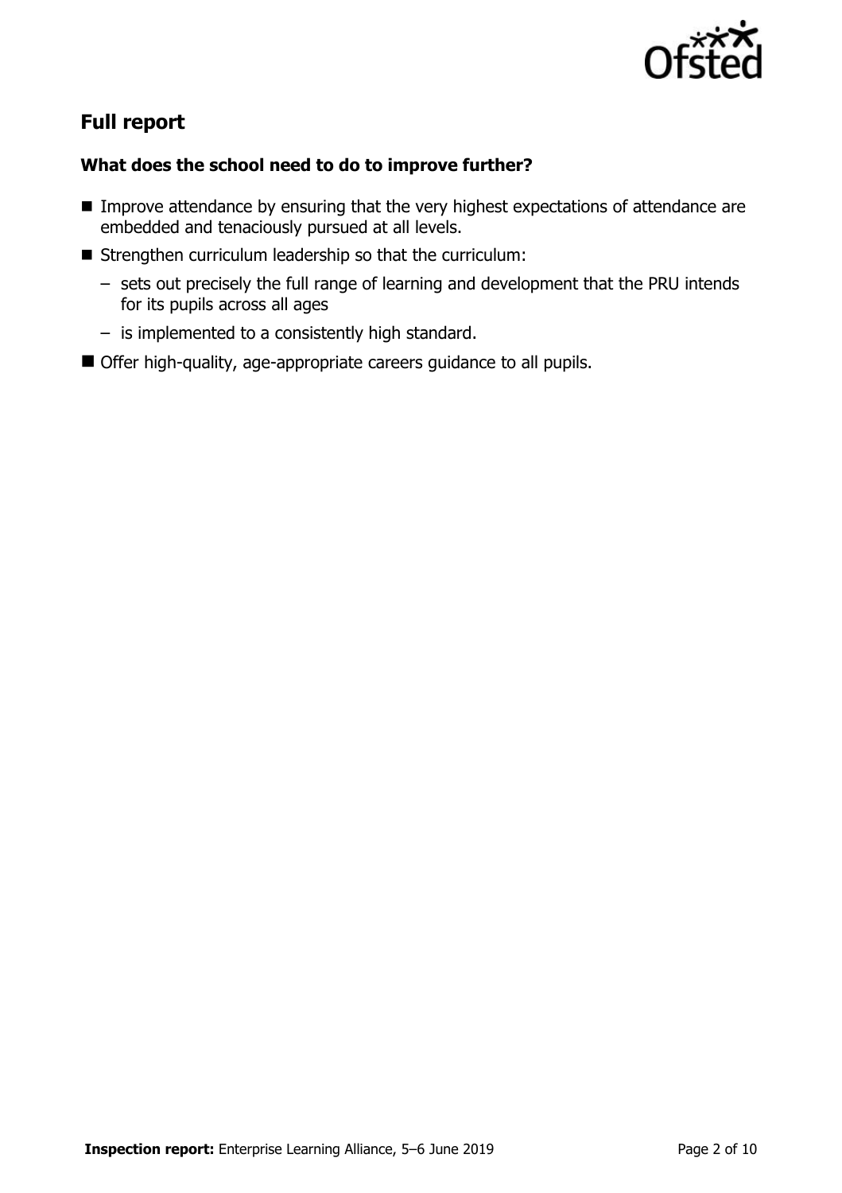## Full report

### What does the school need to do to improve further?

- Improve attendance by ensuring that the very highest expectations of attendance are embedded and tenaciously pursued at all levels.
- Strengthen curriculum leadership so that the curriculum:
  - sets out precisely the full range of learning and development that the PRU intends for its pupils across all ages
  - is implemented to a consistently high standard.
- Offer high-quality, age-appropriate careers guidance to all pupils.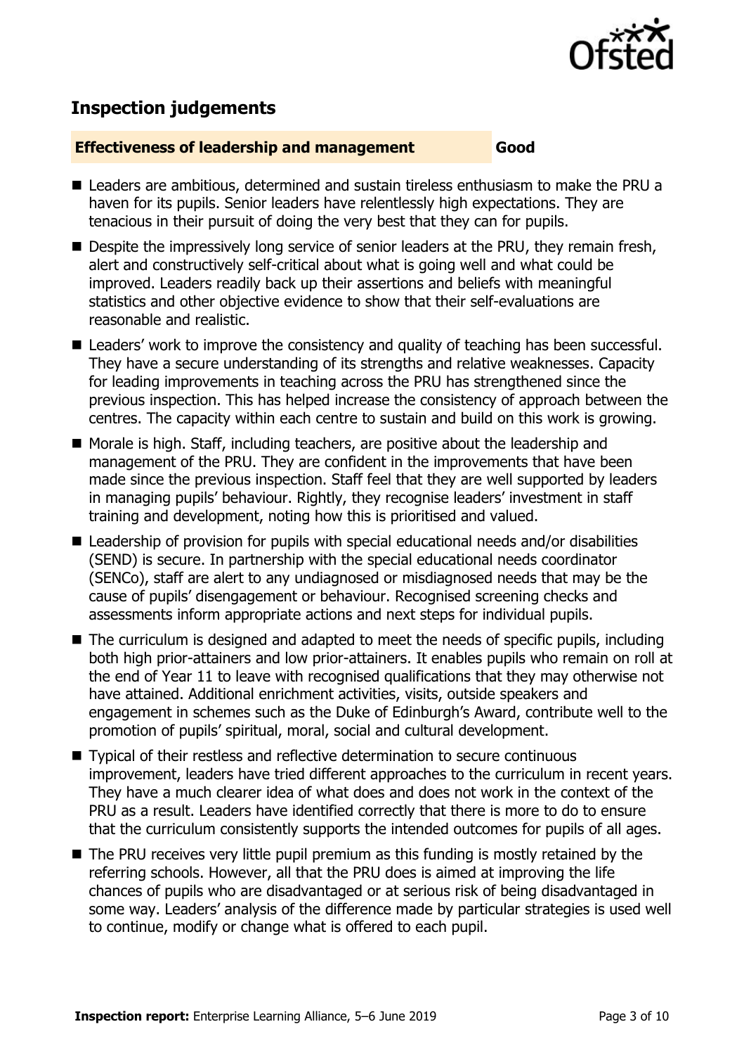## Inspection judgements

**Effectiveness of leadership and management** **Good**

- Leaders are ambitious, determined and sustain tireless enthusiasm to make the PRU a haven for its pupils. Senior leaders have relentlessly high expectations. They are tenacious in their pursuit of doing the very best that they can for pupils.
- Despite the impressively long service of senior leaders at the PRU, they remain fresh, alert and constructively self-critical about what is going well and what could be improved. Leaders readily back up their assertions and beliefs with meaningful statistics and other objective evidence to show that their self-evaluations are reasonable and realistic.
- Leaders' work to improve the consistency and quality of teaching has been successful. They have a secure understanding of its strengths and relative weaknesses. Capacity for leading improvements in teaching across the PRU has strengthened since the previous inspection. This has helped increase the consistency of approach between the centres. The capacity within each centre to sustain and build on this work is growing.
- Morale is high. Staff, including teachers, are positive about the leadership and management of the PRU. They are confident in the improvements that have been made since the previous inspection. Staff feel that they are well supported by leaders in managing pupils' behaviour. Rightly, they recognise leaders' investment in staff training and development, noting how this is prioritised and valued.
- Leadership of provision for pupils with special educational needs and/or disabilities (SEND) is secure. In partnership with the special educational needs coordinator (SENCo), staff are alert to any undiagnosed or misdiagnosed needs that may be the cause of pupils' disengagement or behaviour. Recognised screening checks and assessments inform appropriate actions and next steps for individual pupils.
- The curriculum is designed and adapted to meet the needs of specific pupils, including both high prior-attainers and low prior-attainers. It enables pupils who remain on roll at the end of Year 11 to leave with recognised qualifications that they may otherwise not have attained. Additional enrichment activities, visits, outside speakers and engagement in schemes such as the Duke of Edinburgh's Award, contribute well to the promotion of pupils' spiritual, moral, social and cultural development.
- Typical of their restless and reflective determination to secure continuous improvement, leaders have tried different approaches to the curriculum in recent years. They have a much clearer idea of what does and does not work in the context of the PRU as a result. Leaders have identified correctly that there is more to do to ensure that the curriculum consistently supports the intended outcomes for pupils of all ages.
- The PRU receives very little pupil premium as this funding is mostly retained by the referring schools. However, all that the PRU does is aimed at improving the life chances of pupils who are disadvantaged or at serious risk of being disadvantaged in some way. Leaders' analysis of the difference made by particular strategies is used well to continue, modify or change what is offered to each pupil.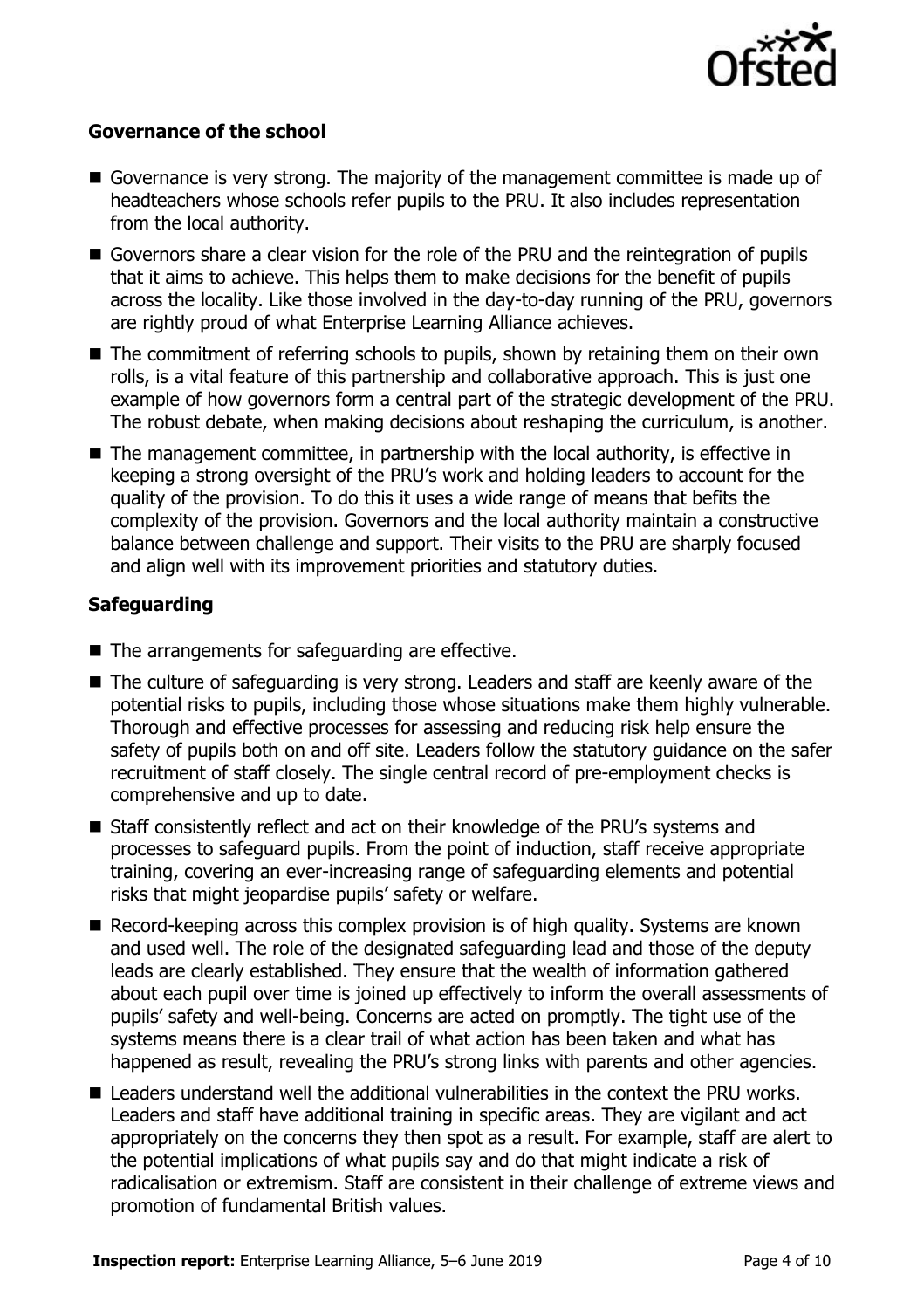### Governance of the school

- Governance is very strong. The majority of the management committee is made up of headteachers whose schools refer pupils to the PRU. It also includes representation from the local authority.
- Governors share a clear vision for the role of the PRU and the reintegration of pupils that it aims to achieve. This helps them to make decisions for the benefit of pupils across the locality. Like those involved in the day-to-day running of the PRU, governors are rightly proud of what Enterprise Learning Alliance achieves.
- The commitment of referring schools to pupils, shown by retaining them on their own rolls, is a vital feature of this partnership and collaborative approach. This is just one example of how governors form a central part of the strategic development of the PRU. The robust debate, when making decisions about reshaping the curriculum, is another.
- The management committee, in partnership with the local authority, is effective in keeping a strong oversight of the PRU's work and holding leaders to account for the quality of the provision. To do this it uses a wide range of means that befits the complexity of the provision. Governors and the local authority maintain a constructive balance between challenge and support. Their visits to the PRU are sharply focused and align well with its improvement priorities and statutory duties.

### Safeguarding

- The arrangements for safeguarding are effective.
- The culture of safeguarding is very strong. Leaders and staff are keenly aware of the potential risks to pupils, including those whose situations make them highly vulnerable. Thorough and effective processes for assessing and reducing risk help ensure the safety of pupils both on and off site. Leaders follow the statutory guidance on the safer recruitment of staff closely. The single central record of pre-employment checks is comprehensive and up to date.
- Staff consistently reflect and act on their knowledge of the PRU's systems and processes to safeguard pupils. From the point of induction, staff receive appropriate training, covering an ever-increasing range of safeguarding elements and potential risks that might jeopardise pupils' safety or welfare.
- Record-keeping across this complex provision is of high quality. Systems are known and used well. The role of the designated safeguarding lead and those of the deputy leads are clearly established. They ensure that the wealth of information gathered about each pupil over time is joined up effectively to inform the overall assessments of pupils' safety and well-being. Concerns are acted on promptly. The tight use of the systems means there is a clear trail of what action has been taken and what has happened as result, revealing the PRU's strong links with parents and other agencies.
- Leaders understand well the additional vulnerabilities in the context the PRU works. Leaders and staff have additional training in specific areas. They are vigilant and act appropriately on the concerns they then spot as a result. For example, staff are alert to the potential implications of what pupils say and do that might indicate a risk of radicalisation or extremism. Staff are consistent in their challenge of extreme views and promotion of fundamental British values.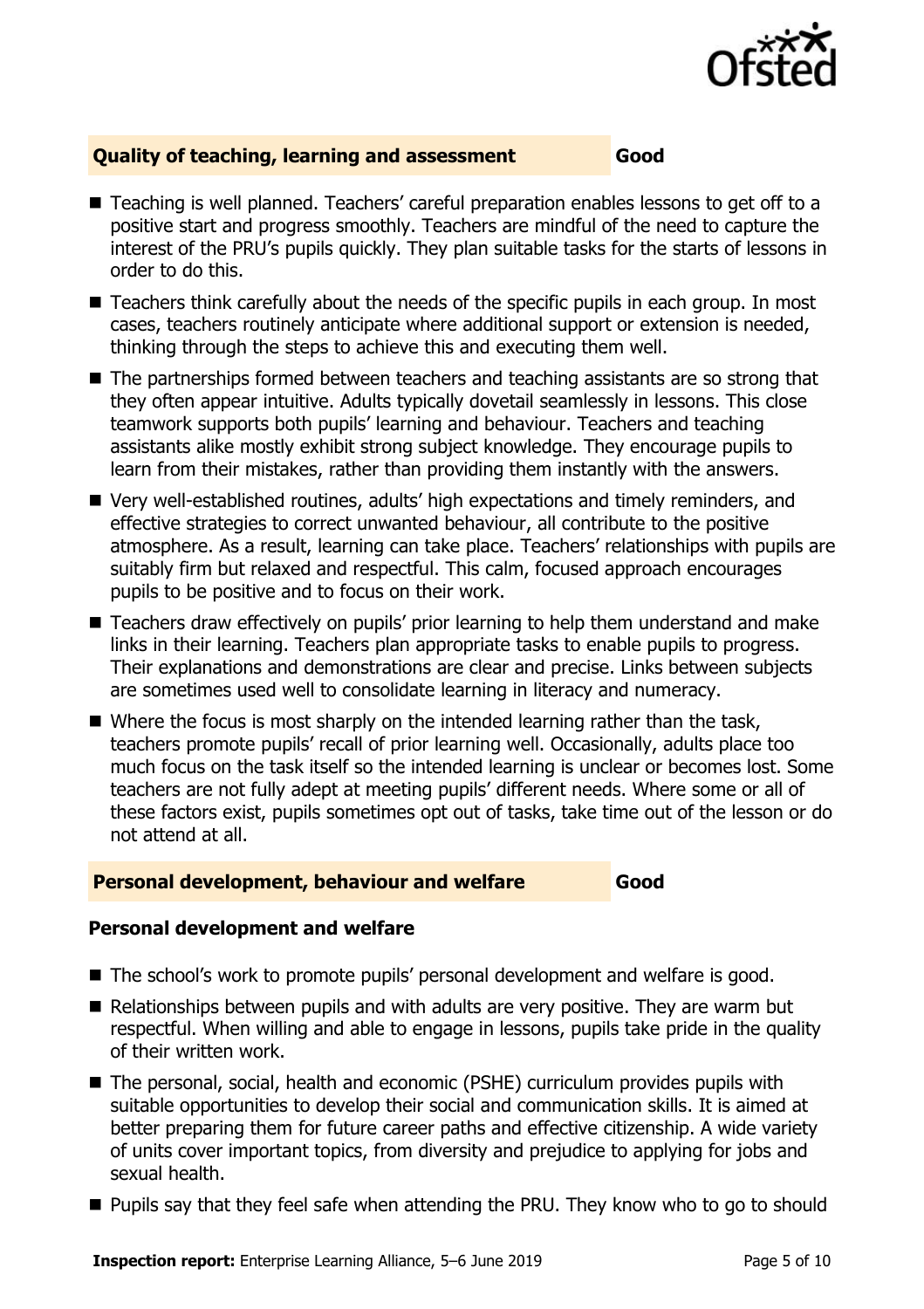## Quality of teaching, learning and assessment — Good

- Teaching is well planned. Teachers' careful preparation enables lessons to get off to a positive start and progress smoothly. Teachers are mindful of the need to capture the interest of the PRU's pupils quickly. They plan suitable tasks for the starts of lessons in order to do this.
- Teachers think carefully about the needs of the specific pupils in each group. In most cases, teachers routinely anticipate where additional support or extension is needed, thinking through the steps to achieve this and executing them well.
- The partnerships formed between teachers and teaching assistants are so strong that they often appear intuitive. Adults typically dovetail seamlessly in lessons. This close teamwork supports both pupils' learning and behaviour. Teachers and teaching assistants alike mostly exhibit strong subject knowledge. They encourage pupils to learn from their mistakes, rather than providing them instantly with the answers.
- Very well-established routines, adults' high expectations and timely reminders, and effective strategies to correct unwanted behaviour, all contribute to the positive atmosphere. As a result, learning can take place. Teachers' relationships with pupils are suitably firm but relaxed and respectful. This calm, focused approach encourages pupils to be positive and to focus on their work.
- Teachers draw effectively on pupils' prior learning to help them understand and make links in their learning. Teachers plan appropriate tasks to enable pupils to progress. Their explanations and demonstrations are clear and precise. Links between subjects are sometimes used well to consolidate learning in literacy and numeracy.
- Where the focus is most sharply on the intended learning rather than the task, teachers promote pupils' recall of prior learning well. Occasionally, adults place too much focus on the task itself so the intended learning is unclear or becomes lost. Some teachers are not fully adept at meeting pupils' different needs. Where some or all of these factors exist, pupils sometimes opt out of tasks, take time out of the lesson or do not attend at all.

## Personal development, behaviour and welfare — Good

### Personal development and welfare

- The school's work to promote pupils' personal development and welfare is good.
- Relationships between pupils and with adults are very positive. They are warm but respectful. When willing and able to engage in lessons, pupils take pride in the quality of their written work.
- The personal, social, health and economic (PSHE) curriculum provides pupils with suitable opportunities to develop their social and communication skills. It is aimed at better preparing them for future career paths and effective citizenship. A wide variety of units cover important topics, from diversity and prejudice to applying for jobs and sexual health.
- Pupils say that they feel safe when attending the PRU. They know who to go to should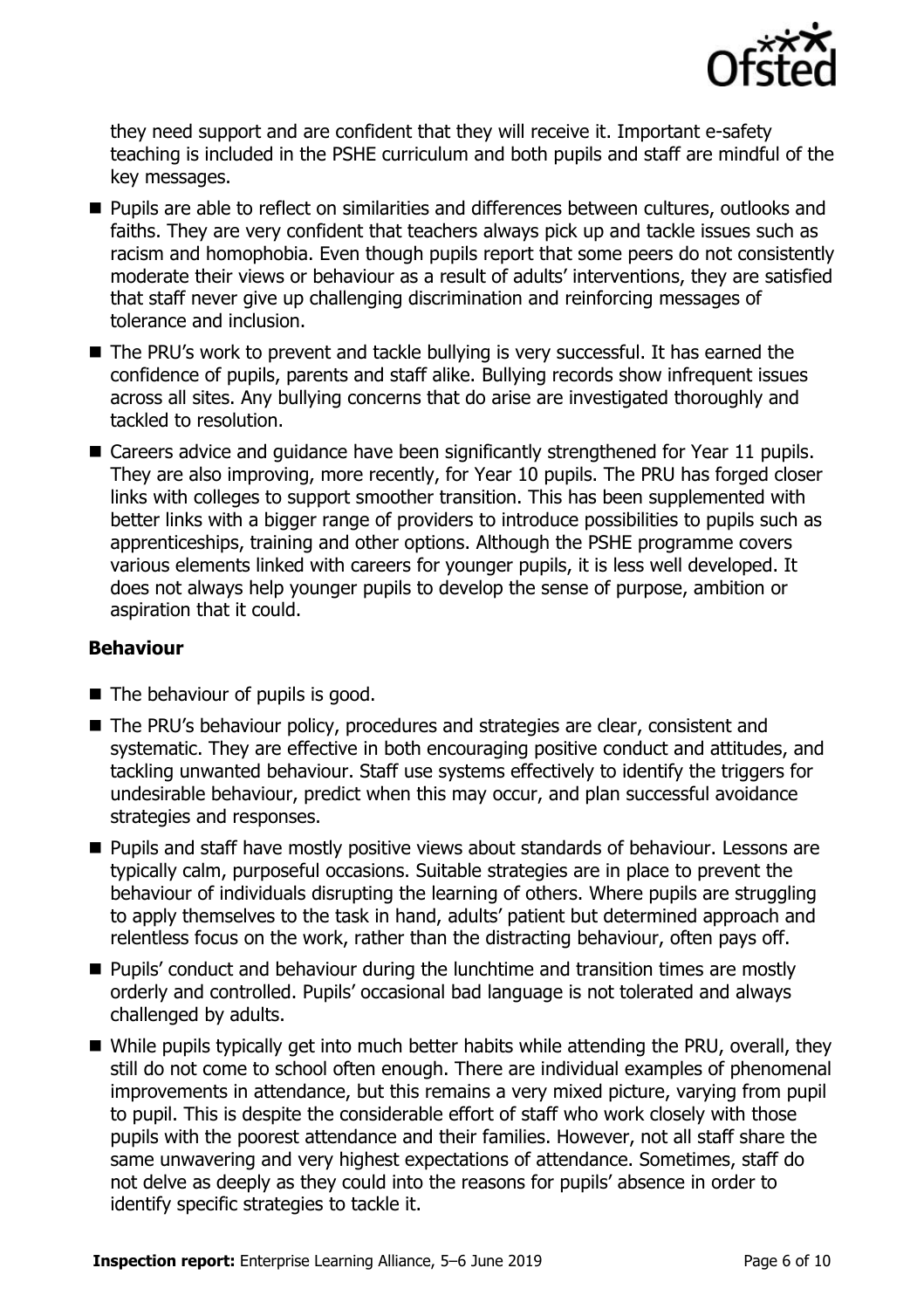they need support and are confident that they will receive it. Important e-safety teaching is included in the PSHE curriculum and both pupils and staff are mindful of the key messages.

- Pupils are able to reflect on similarities and differences between cultures, outlooks and faiths. They are very confident that teachers always pick up and tackle issues such as racism and homophobia. Even though pupils report that some peers do not consistently moderate their views or behaviour as a result of adults' interventions, they are satisfied that staff never give up challenging discrimination and reinforcing messages of tolerance and inclusion.
- The PRU's work to prevent and tackle bullying is very successful. It has earned the confidence of pupils, parents and staff alike. Bullying records show infrequent issues across all sites. Any bullying concerns that do arise are investigated thoroughly and tackled to resolution.
- Careers advice and guidance have been significantly strengthened for Year 11 pupils. They are also improving, more recently, for Year 10 pupils. The PRU has forged closer links with colleges to support smoother transition. This has been supplemented with better links with a bigger range of providers to introduce possibilities to pupils such as apprenticeships, training and other options. Although the PSHE programme covers various elements linked with careers for younger pupils, it is less well developed. It does not always help younger pupils to develop the sense of purpose, ambition or aspiration that it could.

### Behaviour

- The behaviour of pupils is good.
- The PRU's behaviour policy, procedures and strategies are clear, consistent and systematic. They are effective in both encouraging positive conduct and attitudes, and tackling unwanted behaviour. Staff use systems effectively to identify the triggers for undesirable behaviour, predict when this may occur, and plan successful avoidance strategies and responses.
- Pupils and staff have mostly positive views about standards of behaviour. Lessons are typically calm, purposeful occasions. Suitable strategies are in place to prevent the behaviour of individuals disrupting the learning of others. Where pupils are struggling to apply themselves to the task in hand, adults' patient but determined approach and relentless focus on the work, rather than the distracting behaviour, often pays off.
- Pupils' conduct and behaviour during the lunchtime and transition times are mostly orderly and controlled. Pupils' occasional bad language is not tolerated and always challenged by adults.
- While pupils typically get into much better habits while attending the PRU, overall, they still do not come to school often enough. There are individual examples of phenomenal improvements in attendance, but this remains a very mixed picture, varying from pupil to pupil. This is despite the considerable effort of staff who work closely with those pupils with the poorest attendance and their families. However, not all staff share the same unwavering and very highest expectations of attendance. Sometimes, staff do not delve as deeply as they could into the reasons for pupils' absence in order to identify specific strategies to tackle it.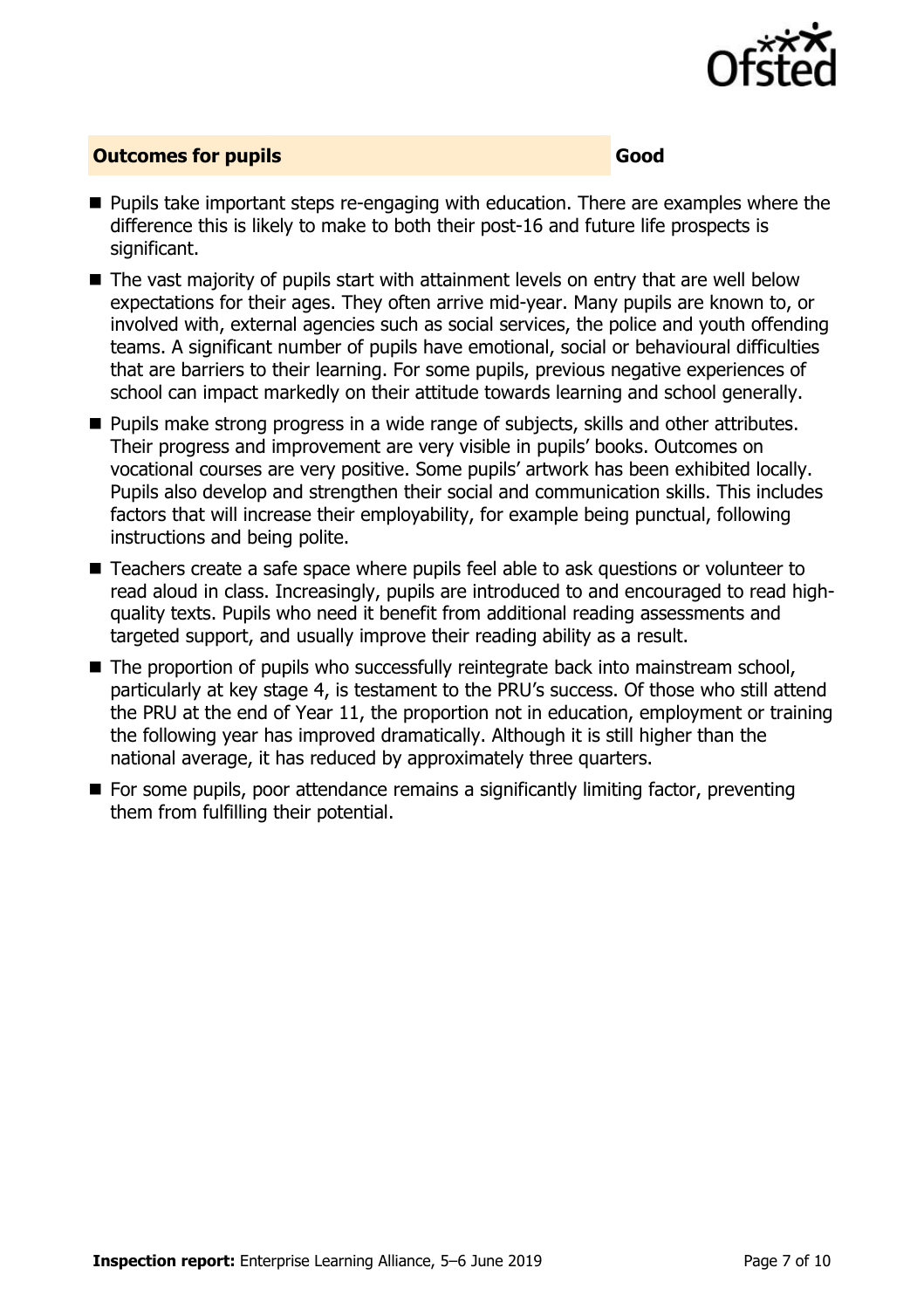## Outcomes for pupils — Good

- Pupils take important steps re-engaging with education. There are examples where the difference this is likely to make to both their post-16 and future life prospects is significant.
- The vast majority of pupils start with attainment levels on entry that are well below expectations for their ages. They often arrive mid-year. Many pupils are known to, or involved with, external agencies such as social services, the police and youth offending teams. A significant number of pupils have emotional, social or behavioural difficulties that are barriers to their learning. For some pupils, previous negative experiences of school can impact markedly on their attitude towards learning and school generally.
- Pupils make strong progress in a wide range of subjects, skills and other attributes. Their progress and improvement are very visible in pupils' books. Outcomes on vocational courses are very positive. Some pupils' artwork has been exhibited locally. Pupils also develop and strengthen their social and communication skills. This includes factors that will increase their employability, for example being punctual, following instructions and being polite.
- Teachers create a safe space where pupils feel able to ask questions or volunteer to read aloud in class. Increasingly, pupils are introduced to and encouraged to read high-quality texts. Pupils who need it benefit from additional reading assessments and targeted support, and usually improve their reading ability as a result.
- The proportion of pupils who successfully reintegrate back into mainstream school, particularly at key stage 4, is testament to the PRU's success. Of those who still attend the PRU at the end of Year 11, the proportion not in education, employment or training the following year has improved dramatically. Although it is still higher than the national average, it has reduced by approximately three quarters.
- For some pupils, poor attendance remains a significantly limiting factor, preventing them from fulfilling their potential.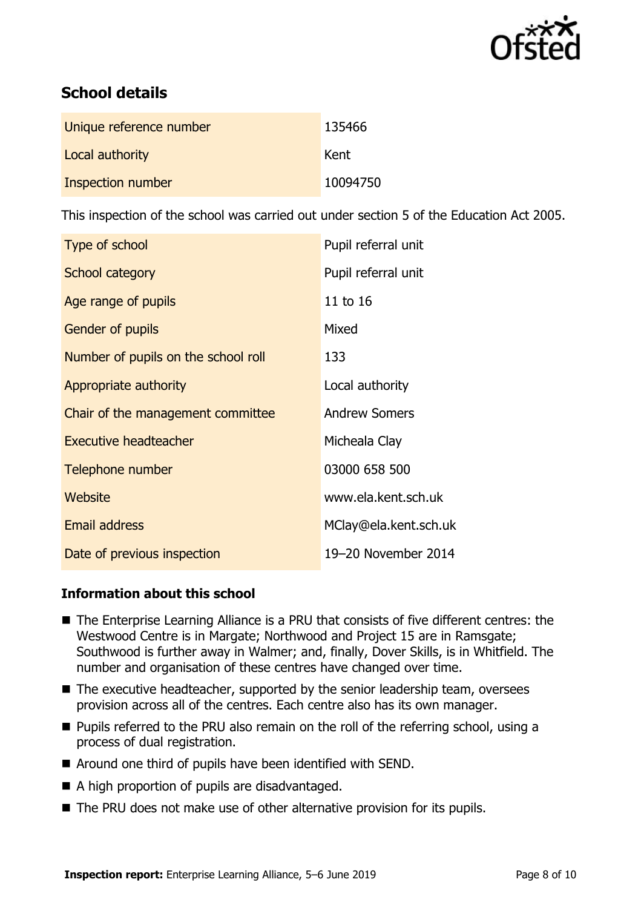## School details

| | |
|---|---|
| Unique reference number | 135466 |
| Local authority | Kent |
| Inspection number | 10094750 |

This inspection of the school was carried out under section 5 of the Education Act 2005.

| | |
|---|---|
| Type of school | Pupil referral unit |
| School category | Pupil referral unit |
| Age range of pupils | 11 to 16 |
| Gender of pupils | Mixed |
| Number of pupils on the school roll | 133 |
| Appropriate authority | Local authority |
| Chair of the management committee | Andrew Somers |
| Executive headteacher | Micheala Clay |
| Telephone number | 03000 658 500 |
| Website | www.ela.kent.sch.uk |
| Email address | MClay@ela.kent.sch.uk |
| Date of previous inspection | 19–20 November 2014 |

### Information about this school

- The Enterprise Learning Alliance is a PRU that consists of five different centres: the Westwood Centre is in Margate; Northwood and Project 15 are in Ramsgate; Southwood is further away in Walmer; and, finally, Dover Skills, is in Whitfield. The number and organisation of these centres have changed over time.
- The executive headteacher, supported by the senior leadership team, oversees provision across all of the centres. Each centre also has its own manager.
- Pupils referred to the PRU also remain on the roll of the referring school, using a process of dual registration.
- Around one third of pupils have been identified with SEND.
- A high proportion of pupils are disadvantaged.
- The PRU does not make use of other alternative provision for its pupils.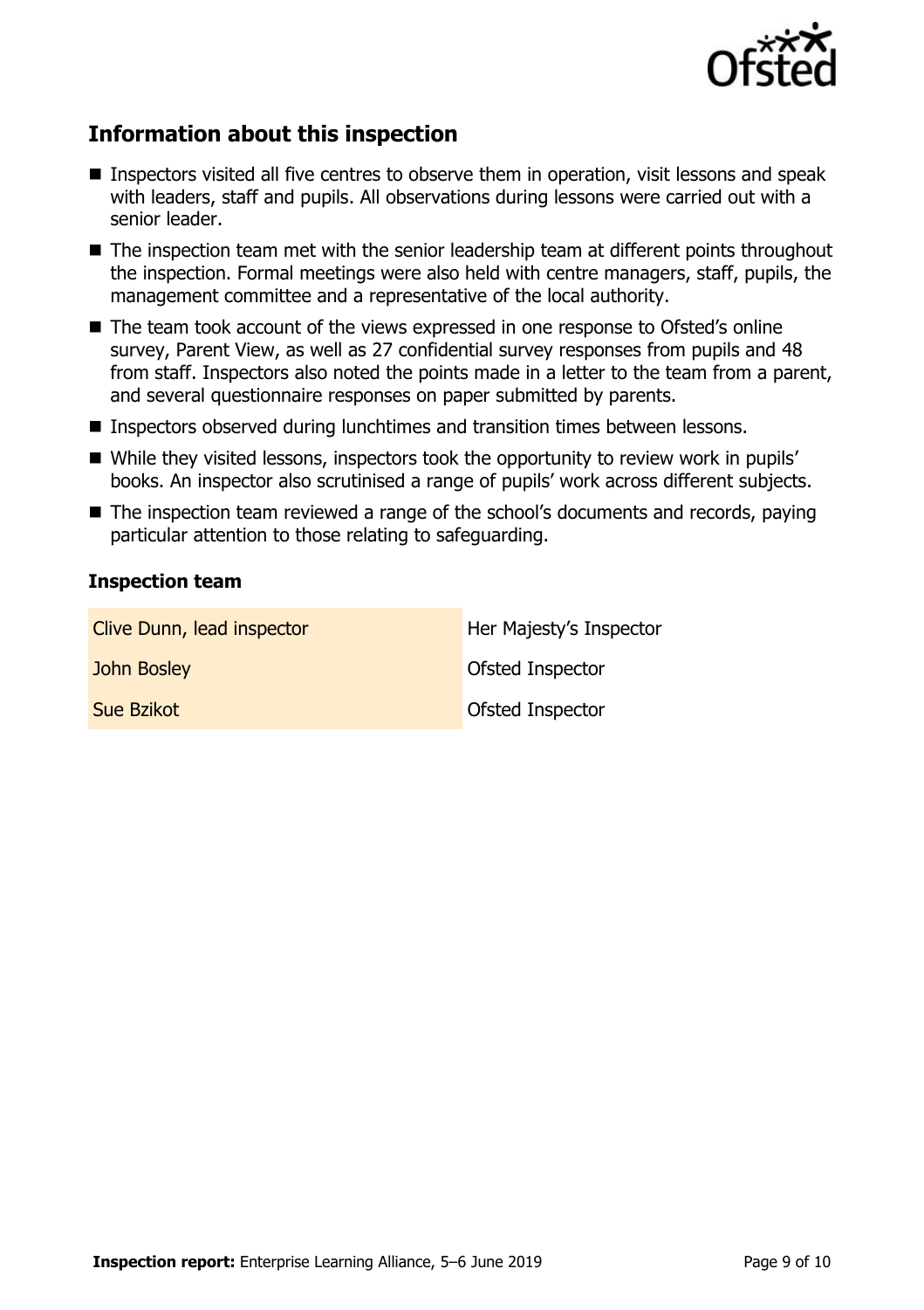## Information about this inspection

- Inspectors visited all five centres to observe them in operation, visit lessons and speak with leaders, staff and pupils. All observations during lessons were carried out with a senior leader.
- The inspection team met with the senior leadership team at different points throughout the inspection. Formal meetings were also held with centre managers, staff, pupils, the management committee and a representative of the local authority.
- The team took account of the views expressed in one response to Ofsted's online survey, Parent View, as well as 27 confidential survey responses from pupils and 48 from staff. Inspectors also noted the points made in a letter to the team from a parent, and several questionnaire responses on paper submitted by parents.
- Inspectors observed during lunchtimes and transition times between lessons.
- While they visited lessons, inspectors took the opportunity to review work in pupils' books. An inspector also scrutinised a range of pupils' work across different subjects.
- The inspection team reviewed a range of the school's documents and records, paying particular attention to those relating to safeguarding.

### Inspection team

| | |
|---|---|
| Clive Dunn, lead inspector | Her Majesty's Inspector |
| John Bosley | Ofsted Inspector |
| Sue Bzikot | Ofsted Inspector |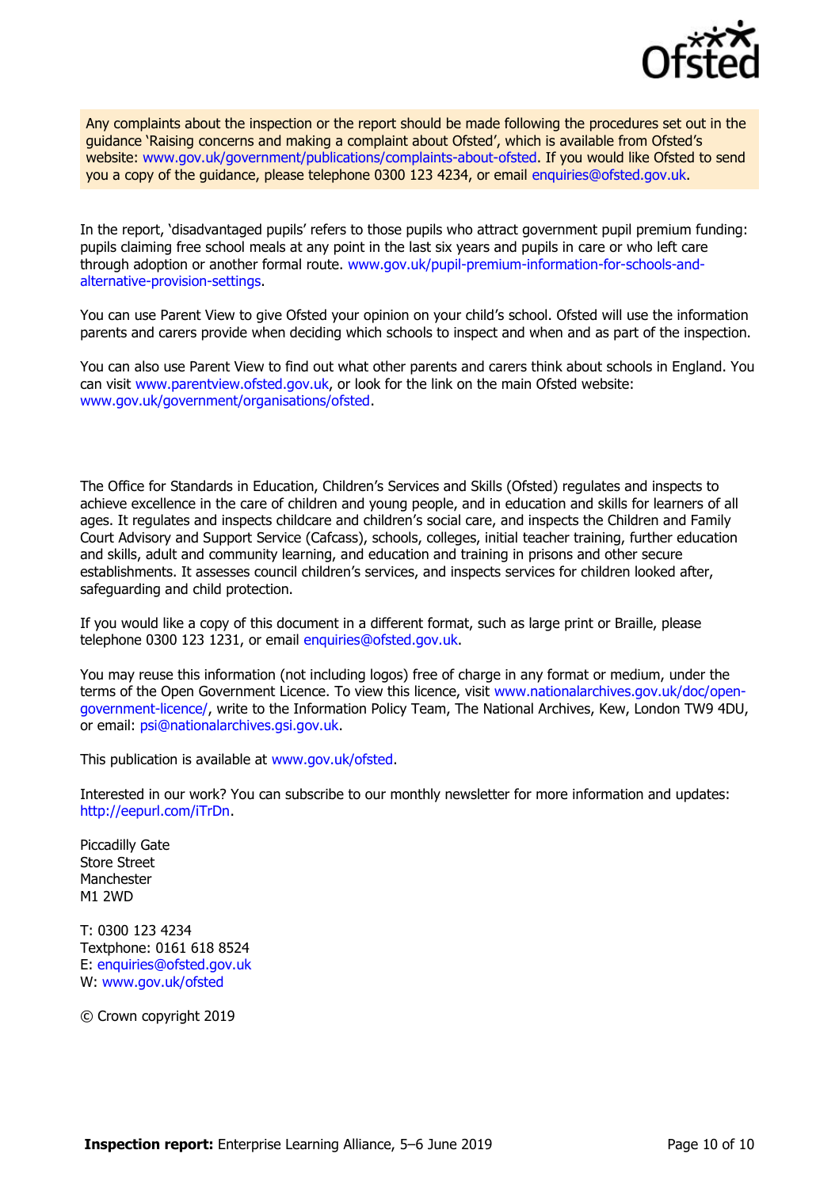Any complaints about the inspection or the report should be made following the procedures set out in the guidance 'Raising concerns and making a complaint about Ofsted', which is available from Ofsted's website: www.gov.uk/government/publications/complaints-about-ofsted. If you would like Ofsted to send you a copy of the guidance, please telephone 0300 123 4234, or email enquiries@ofsted.gov.uk.

In the report, 'disadvantaged pupils' refers to those pupils who attract government pupil premium funding: pupils claiming free school meals at any point in the last six years and pupils in care or who left care through adoption or another formal route. www.gov.uk/pupil-premium-information-for-schools-and-alternative-provision-settings.

You can use Parent View to give Ofsted your opinion on your child's school. Ofsted will use the information parents and carers provide when deciding which schools to inspect and when and as part of the inspection.

You can also use Parent View to find out what other parents and carers think about schools in England. You can visit www.parentview.ofsted.gov.uk, or look for the link on the main Ofsted website: www.gov.uk/government/organisations/ofsted.

The Office for Standards in Education, Children's Services and Skills (Ofsted) regulates and inspects to achieve excellence in the care of children and young people, and in education and skills for learners of all ages. It regulates and inspects childcare and children's social care, and inspects the Children and Family Court Advisory and Support Service (Cafcass), schools, colleges, initial teacher training, further education and skills, adult and community learning, and education and training in prisons and other secure establishments. It assesses council children's services, and inspects services for children looked after, safeguarding and child protection.

If you would like a copy of this document in a different format, such as large print or Braille, please telephone 0300 123 1231, or email enquiries@ofsted.gov.uk.

You may reuse this information (not including logos) free of charge in any format or medium, under the terms of the Open Government Licence. To view this licence, visit www.nationalarchives.gov.uk/doc/open-government-licence/, write to the Information Policy Team, The National Archives, Kew, London TW9 4DU, or email: psi@nationalarchives.gsi.gov.uk.

This publication is available at www.gov.uk/ofsted.

Interested in our work? You can subscribe to our monthly newsletter for more information and updates: http://eepurl.com/iTrDn.

Piccadilly Gate
Store Street
Manchester
M1 2WD

T: 0300 123 4234
Textphone: 0161 618 8524
E: enquiries@ofsted.gov.uk
W: www.gov.uk/ofsted

© Crown copyright 2019